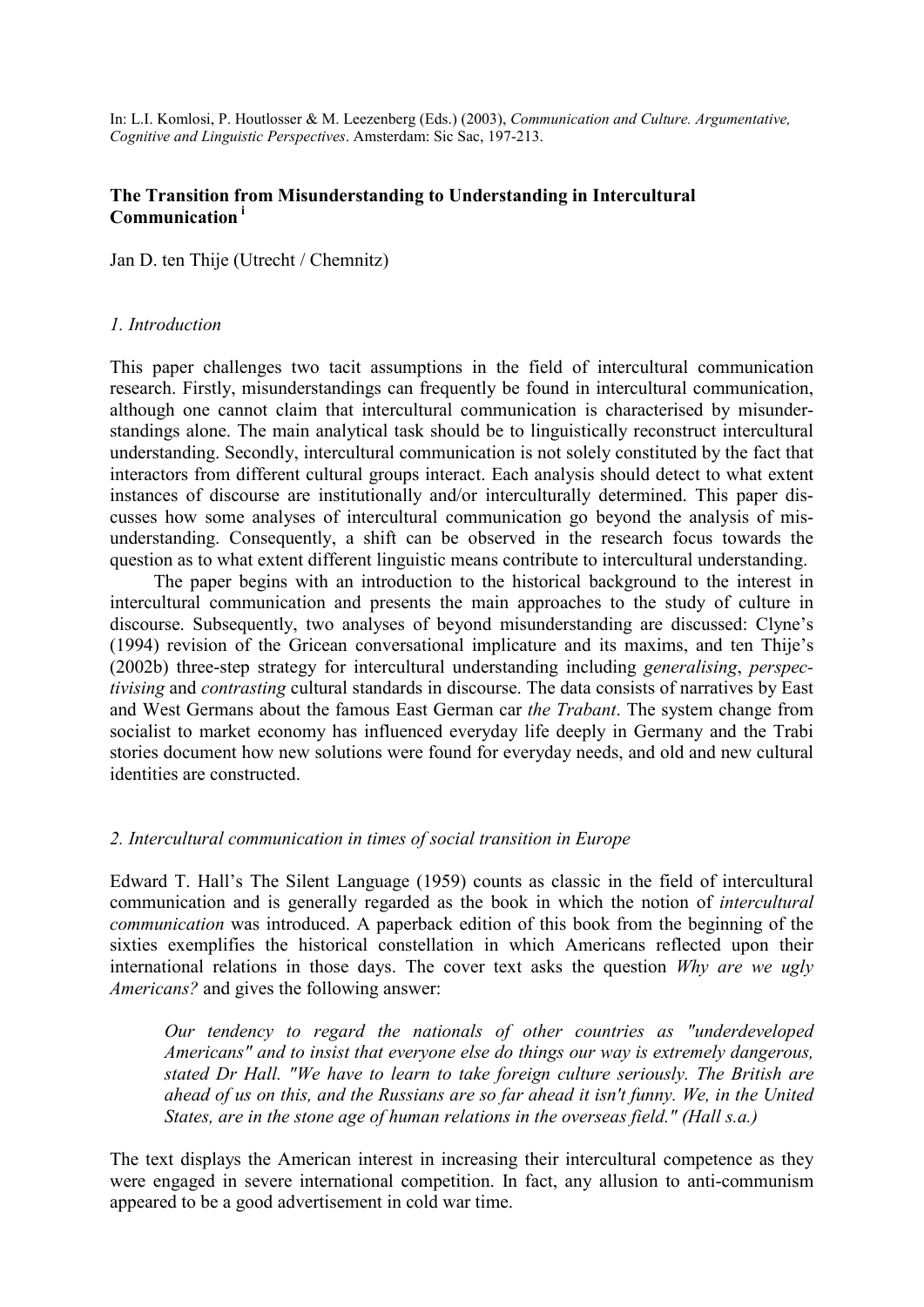In: L.I. Komlosi, P. Houtlosser & M. Leezenberg (Eds.) (2003), *Communication and Culture. Argumentative, Cognitive and Linguistic Perspectives*. Amsterdam: Sic Sac, 197-213.

# The Transition from Misunderstanding to Understanding in Intercultural Communication [i]

Jan D. ten Thije (Utrecht / Chemnitz)

## *1. Introduction*

This paper challenges two tacit assumptions in the field of intercultural communication research. Firstly, misunderstandings can frequently be found in intercultural communication, although one cannot claim that intercultural communication is characterised by misunderstandings alone. The main analytical task should be to linguistically reconstruct intercultural understanding. Secondly, intercultural communication is not solely constituted by the fact that interactors from different cultural groups interact. Each analysis should detect to what extent instances of discourse are institutionally and/or interculturally determined. This paper discusses how some analyses of intercultural communication go beyond the analysis of misunderstanding. Consequently, a shift can be observed in the research focus towards the question as to what extent different linguistic means contribute to intercultural understanding.

The paper begins with an introduction to the historical background to the interest in intercultural communication and presents the main approaches to the study of culture in discourse. Subsequently, two analyses of beyond misunderstanding are discussed: Clyne's (1994) revision of the Gricean conversational implicature and its maxims, and ten Thije's (2002b) three-step strategy for intercultural understanding including *generalising*, *perspectivising* and *contrasting* cultural standards in discourse. The data consists of narratives by East and West Germans about the famous East German car *the Trabant*. The system change from socialist to market economy has influenced everyday life deeply in Germany and the Trabi stories document how new solutions were found for everyday needs, and old and new cultural identities are constructed.

## *2. Intercultural communication in times of social transition in Europe*

Edward T. Hall's The Silent Language (1959) counts as classic in the field of intercultural communication and is generally regarded as the book in which the notion of *intercultural communication* was introduced. A paperback edition of this book from the beginning of the sixties exemplifies the historical constellation in which Americans reflected upon their international relations in those days. The cover text asks the question *Why are we ugly Americans?* and gives the following answer:

> *Our tendency to regard the nationals of other countries as "underdeveloped Americans" and to insist that everyone else do things our way is extremely dangerous, stated Dr Hall. "We have to learn to take foreign culture seriously. The British are ahead of us on this, and the Russians are so far ahead it isn't funny. We, in the United States, are in the stone age of human relations in the overseas field." (Hall s.a.)*

The text displays the American interest in increasing their intercultural competence as they were engaged in severe international competition. In fact, any allusion to anti-communism appeared to be a good advertisement in cold war time.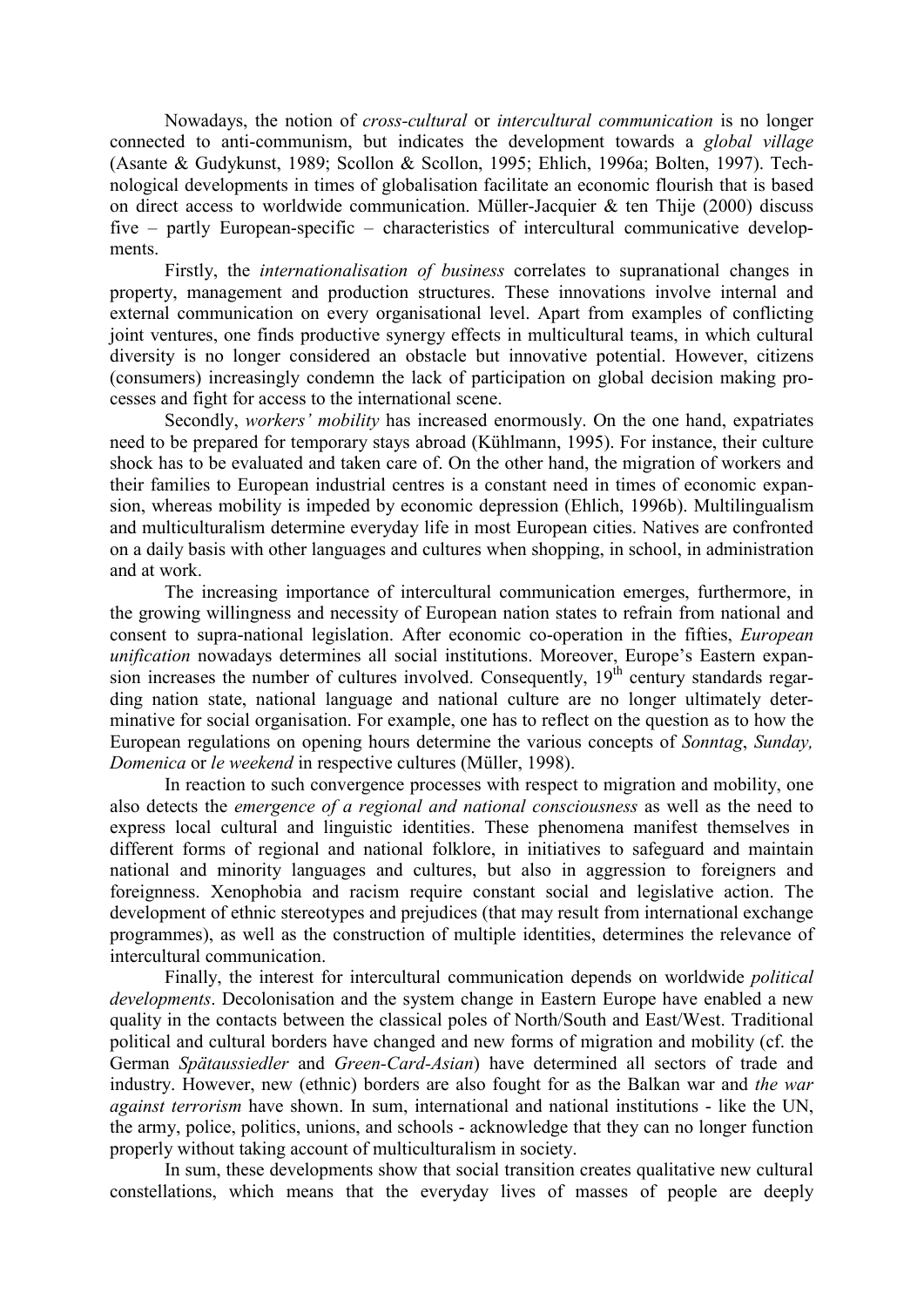Nowadays, the notion of *cross-cultural* or *intercultural communication* is no longer connected to anti-communism, but indicates the development towards a *global village* (Asante & Gudykunst, 1989; Scollon & Scollon, 1995; Ehlich, 1996a; Bolten, 1997). Technological developments in times of globalisation facilitate an economic flourish that is based on direct access to worldwide communication. Müller-Jacquier & ten Thije (2000) discuss five – partly European-specific – characteristics of intercultural communicative developments.

Firstly, the *internationalisation of business* correlates to supranational changes in property, management and production structures. These innovations involve internal and external communication on every organisational level. Apart from examples of conflicting joint ventures, one finds productive synergy effects in multicultural teams, in which cultural diversity is no longer considered an obstacle but innovative potential. However, citizens (consumers) increasingly condemn the lack of participation on global decision making processes and fight for access to the international scene.

Secondly, *workers' mobility* has increased enormously. On the one hand, expatriates need to be prepared for temporary stays abroad (Kühlmann, 1995). For instance, their culture shock has to be evaluated and taken care of. On the other hand, the migration of workers and their families to European industrial centres is a constant need in times of economic expansion, whereas mobility is impeded by economic depression (Ehlich, 1996b). Multilingualism and multiculturalism determine everyday life in most European cities. Natives are confronted on a daily basis with other languages and cultures when shopping, in school, in administration and at work.

The increasing importance of intercultural communication emerges, furthermore, in the growing willingness and necessity of European nation states to refrain from national and consent to supra-national legislation. After economic co-operation in the fifties, *European unification* nowadays determines all social institutions. Moreover, Europe's Eastern expansion increases the number of cultures involved. Consequently, 19th century standards regarding nation state, national language and national culture are no longer ultimately determinative for social organisation. For example, one has to reflect on the question as to how the European regulations on opening hours determine the various concepts of *Sonntag*, *Sunday, Domenica* or *le weekend* in respective cultures (Müller, 1998).

In reaction to such convergence processes with respect to migration and mobility, one also detects the *emergence of a regional and national consciousness* as well as the need to express local cultural and linguistic identities. These phenomena manifest themselves in different forms of regional and national folklore, in initiatives to safeguard and maintain national and minority languages and cultures, but also in aggression to foreigners and foreignness. Xenophobia and racism require constant social and legislative action. The development of ethnic stereotypes and prejudices (that may result from international exchange programmes), as well as the construction of multiple identities, determines the relevance of intercultural communication.

Finally, the interest for intercultural communication depends on worldwide *political developments*. Decolonisation and the system change in Eastern Europe have enabled a new quality in the contacts between the classical poles of North/South and East/West. Traditional political and cultural borders have changed and new forms of migration and mobility (cf. the German *Spätaussiedler* and *Green-Card-Asian*) have determined all sectors of trade and industry. However, new (ethnic) borders are also fought for as the Balkan war and *the war against terrorism* have shown. In sum, international and national institutions - like the UN, the army, police, politics, unions, and schools - acknowledge that they can no longer function properly without taking account of multiculturalism in society.

In sum, these developments show that social transition creates qualitative new cultural constellations, which means that the everyday lives of masses of people are deeply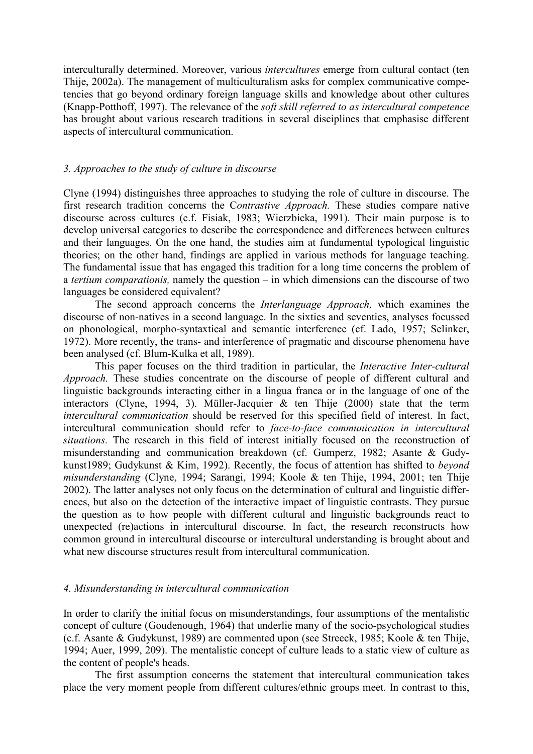interculturally determined. Moreover, various *intercultures* emerge from cultural contact (ten Thije, 2002a). The management of multiculturalism asks for complex communicative competencies that go beyond ordinary foreign language skills and knowledge about other cultures (Knapp-Potthoff, 1997). The relevance of the *soft skill referred to as intercultural competence* has brought about various research traditions in several disciplines that emphasise different aspects of intercultural communication.

### *3. Approaches to the study of culture in discourse*

Clyne (1994) distinguishes three approaches to studying the role of culture in discourse. The first research tradition concerns the C*ontrastive Approach.* These studies compare native discourse across cultures (c.f. Fisiak, 1983; Wierzbicka, 1991). Their main purpose is to develop universal categories to describe the correspondence and differences between cultures and their languages. On the one hand, the studies aim at fundamental typological linguistic theories; on the other hand, findings are applied in various methods for language teaching. The fundamental issue that has engaged this tradition for a long time concerns the problem of a *tertium comparationis,* namely the question – in which dimensions can the discourse of two languages be considered equivalent?

The second approach concerns the *Interlanguage Approach,* which examines the discourse of non-natives in a second language. In the sixties and seventies, analyses focussed on phonological, morpho-syntaxtical and semantic interference (cf. Lado, 1957; Selinker, 1972). More recently, the trans- and interference of pragmatic and discourse phenomena have been analysed (cf. Blum-Kulka et all, 1989).

This paper focuses on the third tradition in particular, the *Interactive Inter-cultural Approach.* These studies concentrate on the discourse of people of different cultural and linguistic backgrounds interacting either in a lingua franca or in the language of one of the interactors (Clyne, 1994, 3). Müller-Jacquier & ten Thije (2000) state that the term *intercultural communication* should be reserved for this specified field of interest. In fact, intercultural communication should refer to *face-to-face communication in intercultural situations.* The research in this field of interest initially focused on the reconstruction of misunderstanding and communication breakdown (cf. Gumperz, 1982; Asante & Gudykunst1989; Gudykunst & Kim, 1992). Recently, the focus of attention has shifted to *beyond misunderstanding* (Clyne, 1994; Sarangi, 1994; Koole & ten Thije, 1994, 2001; ten Thije 2002). The latter analyses not only focus on the determination of cultural and linguistic differences, but also on the detection of the interactive impact of linguistic contrasts. They pursue the question as to how people with different cultural and linguistic backgrounds react to unexpected (re)actions in intercultural discourse. In fact, the research reconstructs how common ground in intercultural discourse or intercultural understanding is brought about and what new discourse structures result from intercultural communication.

### *4. Misunderstanding in intercultural communication*

In order to clarify the initial focus on misunderstandings, four assumptions of the mentalistic concept of culture (Goudenough, 1964) that underlie many of the socio-psychological studies (c.f. Asante & Gudykunst, 1989) are commented upon (see Streeck, 1985; Koole & ten Thije, 1994; Auer, 1999, 209). The mentalistic concept of culture leads to a static view of culture as the content of people's heads.

The first assumption concerns the statement that intercultural communication takes place the very moment people from different cultures/ethnic groups meet. In contrast to this,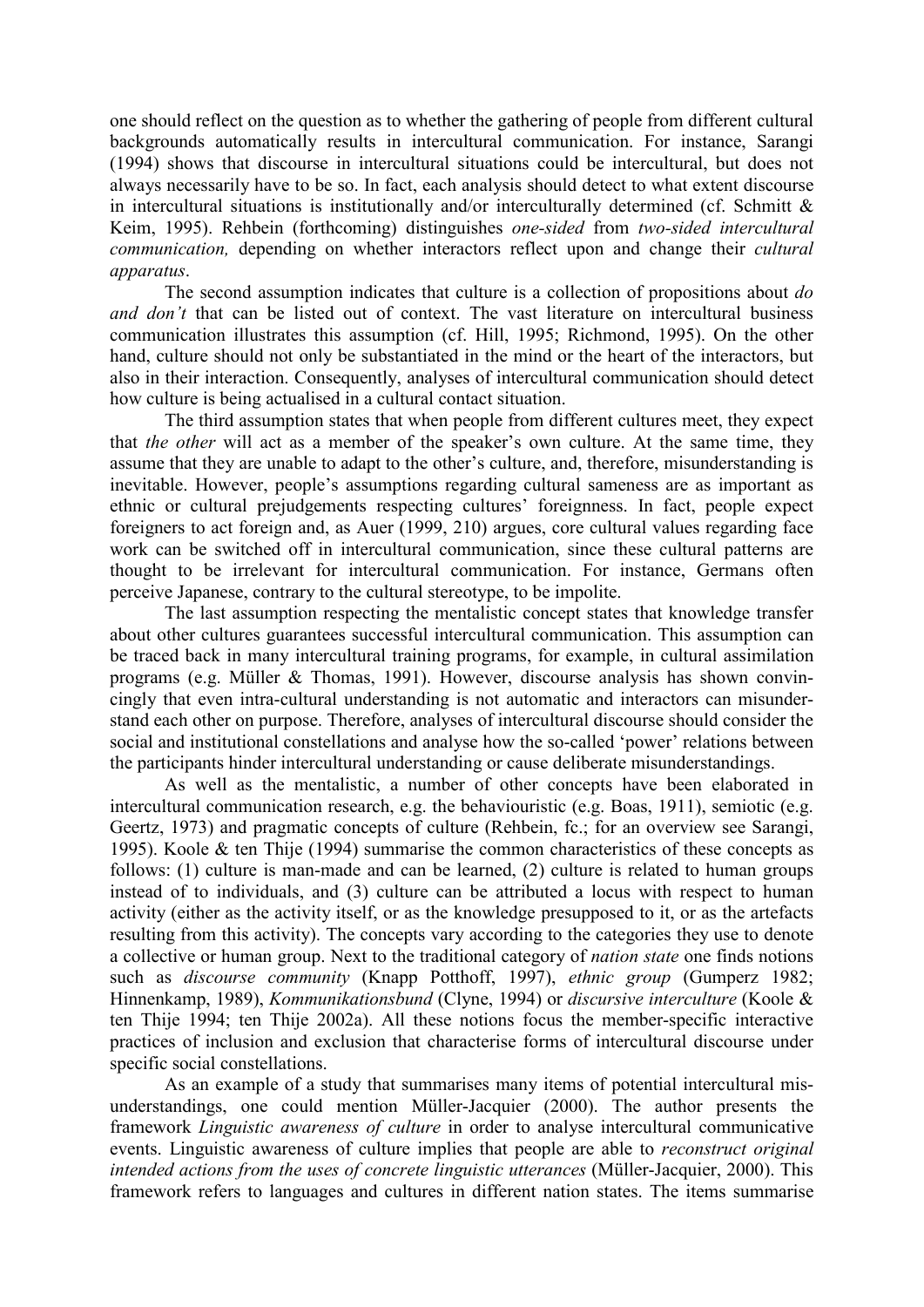one should reflect on the question as to whether the gathering of people from different cultural backgrounds automatically results in intercultural communication. For instance, Sarangi (1994) shows that discourse in intercultural situations could be intercultural, but does not always necessarily have to be so. In fact, each analysis should detect to what extent discourse in intercultural situations is institutionally and/or interculturally determined (cf. Schmitt & Keim, 1995). Rehbein (forthcoming) distinguishes *one-sided* from *two-sided intercultural communication,* depending on whether interactors reflect upon and change their *cultural apparatus*.

The second assumption indicates that culture is a collection of propositions about *do and don't* that can be listed out of context. The vast literature on intercultural business communication illustrates this assumption (cf. Hill, 1995; Richmond, 1995). On the other hand, culture should not only be substantiated in the mind or the heart of the interactors, but also in their interaction. Consequently, analyses of intercultural communication should detect how culture is being actualised in a cultural contact situation.

The third assumption states that when people from different cultures meet, they expect that *the other* will act as a member of the speaker's own culture. At the same time, they assume that they are unable to adapt to the other's culture, and, therefore, misunderstanding is inevitable. However, people's assumptions regarding cultural sameness are as important as ethnic or cultural prejudgements respecting cultures' foreignness. In fact, people expect foreigners to act foreign and, as Auer (1999, 210) argues, core cultural values regarding face work can be switched off in intercultural communication, since these cultural patterns are thought to be irrelevant for intercultural communication. For instance, Germans often perceive Japanese, contrary to the cultural stereotype, to be impolite.

The last assumption respecting the mentalistic concept states that knowledge transfer about other cultures guarantees successful intercultural communication. This assumption can be traced back in many intercultural training programs, for example, in cultural assimilation programs (e.g. Müller & Thomas, 1991). However, discourse analysis has shown convincingly that even intra-cultural understanding is not automatic and interactors can misunderstand each other on purpose. Therefore, analyses of intercultural discourse should consider the social and institutional constellations and analyse how the so-called 'power' relations between the participants hinder intercultural understanding or cause deliberate misunderstandings.

As well as the mentalistic, a number of other concepts have been elaborated in intercultural communication research, e.g. the behaviouristic (e.g. Boas, 1911), semiotic (e.g. Geertz, 1973) and pragmatic concepts of culture (Rehbein, fc.; for an overview see Sarangi, 1995). Koole & ten Thije (1994) summarise the common characteristics of these concepts as follows: (1) culture is man-made and can be learned, (2) culture is related to human groups instead of to individuals, and (3) culture can be attributed a locus with respect to human activity (either as the activity itself, or as the knowledge presupposed to it, or as the artefacts resulting from this activity). The concepts vary according to the categories they use to denote a collective or human group. Next to the traditional category of *nation state* one finds notions such as *discourse community* (Knapp Potthoff, 1997), *ethnic group* (Gumperz 1982; Hinnenkamp, 1989), *Kommunikationsbund* (Clyne, 1994) or *discursive interculture* (Koole & ten Thije 1994; ten Thije 2002a). All these notions focus the member-specific interactive practices of inclusion and exclusion that characterise forms of intercultural discourse under specific social constellations.

As an example of a study that summarises many items of potential intercultural misunderstandings, one could mention Müller-Jacquier (2000). The author presents the framework *Linguistic awareness of culture* in order to analyse intercultural communicative events. Linguistic awareness of culture implies that people are able to *reconstruct original intended actions from the uses of concrete linguistic utterances* (Müller-Jacquier, 2000). This framework refers to languages and cultures in different nation states. The items summarise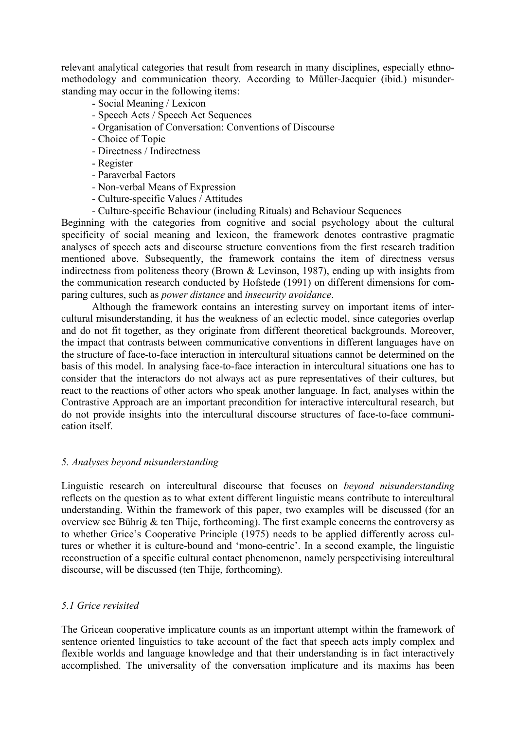relevant analytical categories that result from research in many disciplines, especially ethnomethodology and communication theory. According to Müller-Jacquier (ibid.) misunderstanding may occur in the following items:

- Social Meaning / Lexicon
- Speech Acts / Speech Act Sequences
- Organisation of Conversation: Conventions of Discourse
- Choice of Topic
- Directness / Indirectness
- Register
- Paraverbal Factors
- Non-verbal Means of Expression
- Culture-specific Values / Attitudes
- Culture-specific Behaviour (including Rituals) and Behaviour Sequences

Beginning with the categories from cognitive and social psychology about the cultural specificity of social meaning and lexicon, the framework denotes contrastive pragmatic analyses of speech acts and discourse structure conventions from the first research tradition mentioned above. Subsequently, the framework contains the item of directness versus indirectness from politeness theory (Brown & Levinson, 1987), ending up with insights from the communication research conducted by Hofstede (1991) on different dimensions for comparing cultures, such as *power distance* and *insecurity avoidance*.

Although the framework contains an interesting survey on important items of intercultural misunderstanding, it has the weakness of an eclectic model, since categories overlap and do not fit together, as they originate from different theoretical backgrounds. Moreover, the impact that contrasts between communicative conventions in different languages have on the structure of face-to-face interaction in intercultural situations cannot be determined on the basis of this model. In analysing face-to-face interaction in intercultural situations one has to consider that the interactors do not always act as pure representatives of their cultures, but react to the reactions of other actors who speak another language. In fact, analyses within the Contrastive Approach are an important precondition for interactive intercultural research, but do not provide insights into the intercultural discourse structures of face-to-face communication itself.

## *5. Analyses beyond misunderstanding*

Linguistic research on intercultural discourse that focuses on *beyond misunderstanding* reflects on the question as to what extent different linguistic means contribute to intercultural understanding. Within the framework of this paper, two examples will be discussed (for an overview see Bührig & ten Thije, forthcoming). The first example concerns the controversy as to whether Grice's Cooperative Principle (1975) needs to be applied differently across cultures or whether it is culture-bound and 'mono-centric'. In a second example, the linguistic reconstruction of a specific cultural contact phenomenon, namely perspectivising intercultural discourse, will be discussed (ten Thije, forthcoming).

### *5.1 Grice revisited*

The Gricean cooperative implicature counts as an important attempt within the framework of sentence oriented linguistics to take account of the fact that speech acts imply complex and flexible worlds and language knowledge and that their understanding is in fact interactively accomplished. The universality of the conversation implicature and its maxims has been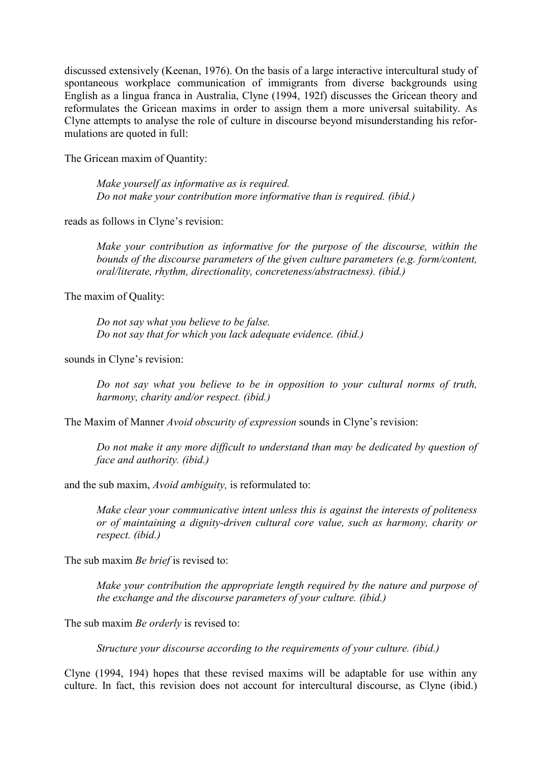discussed extensively (Keenan, 1976). On the basis of a large interactive intercultural study of spontaneous workplace communication of immigrants from diverse backgrounds using English as a lingua franca in Australia, Clyne (1994, 192f) discusses the Gricean theory and reformulates the Gricean maxims in order to assign them a more universal suitability. As Clyne attempts to analyse the role of culture in discourse beyond misunderstanding his reformulations are quoted in full:

The Gricean maxim of Quantity:

> *Make yourself as informative as is required.*
> *Do not make your contribution more informative than is required. (ibid.)*

reads as follows in Clyne's revision:

> *Make your contribution as informative for the purpose of the discourse, within the bounds of the discourse parameters of the given culture parameters (e.g. form/content, oral/literate, rhythm, directionality, concreteness/abstractness). (ibid.)*

The maxim of Quality:

> *Do not say what you believe to be false.*
> *Do not say that for which you lack adequate evidence. (ibid.)*

sounds in Clyne's revision:

> *Do not say what you believe to be in opposition to your cultural norms of truth, harmony, charity and/or respect. (ibid.)*

The Maxim of Manner *Avoid obscurity of expression* sounds in Clyne's revision:

> *Do not make it any more difficult to understand than may be dedicated by question of face and authority. (ibid.)*

and the sub maxim, *Avoid ambiguity,* is reformulated to:

> *Make clear your communicative intent unless this is against the interests of politeness or of maintaining a dignity-driven cultural core value, such as harmony, charity or respect. (ibid.)*

The sub maxim *Be brief* is revised to:

> *Make your contribution the appropriate length required by the nature and purpose of the exchange and the discourse parameters of your culture. (ibid.)*

The sub maxim *Be orderly* is revised to:

> *Structure your discourse according to the requirements of your culture. (ibid.)*

Clyne (1994, 194) hopes that these revised maxims will be adaptable for use within any culture. In fact, this revision does not account for intercultural discourse, as Clyne (ibid.)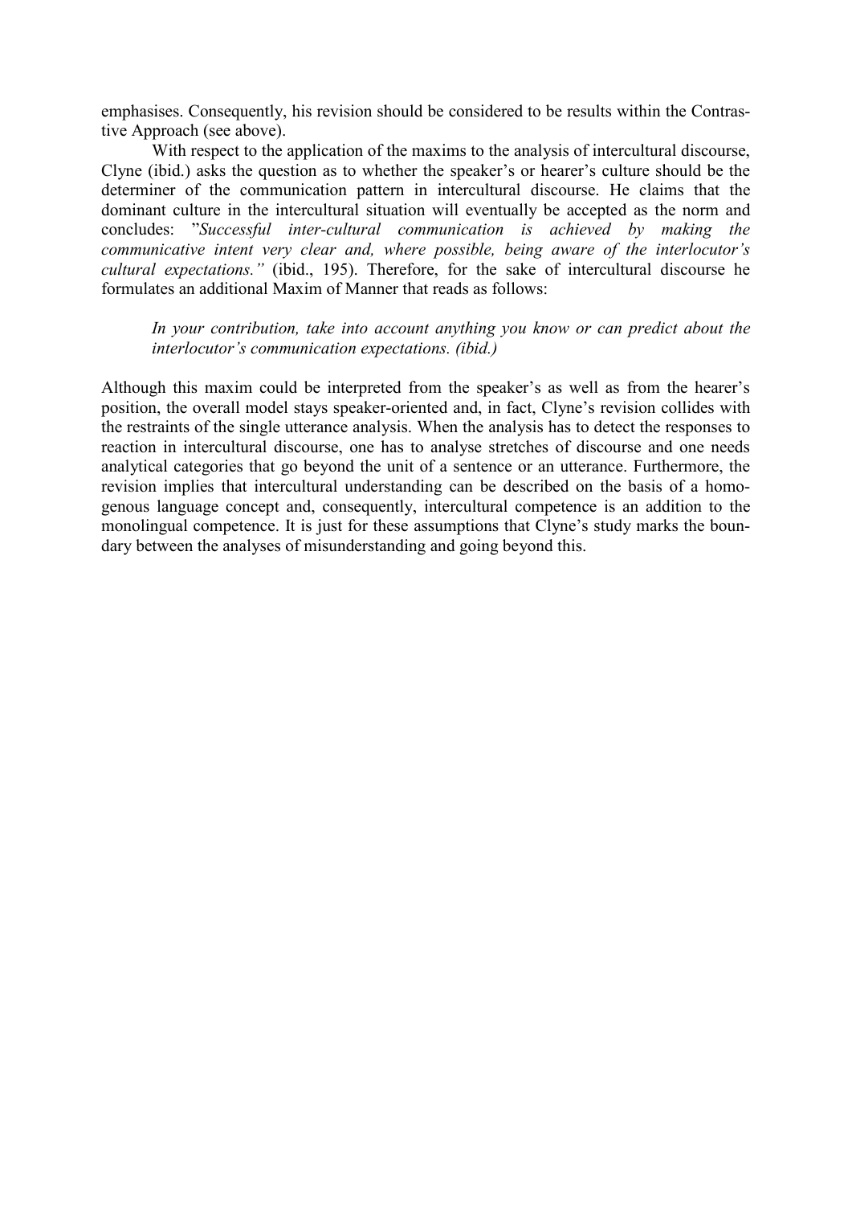emphasises. Consequently, his revision should be considered to be results within the Contrastive Approach (see above).

With respect to the application of the maxims to the analysis of intercultural discourse, Clyne (ibid.) asks the question as to whether the speaker's or hearer's culture should be the determiner of the communication pattern in intercultural discourse. He claims that the dominant culture in the intercultural situation will eventually be accepted as the norm and concludes: "*Successful inter-cultural communication is achieved by making the communicative intent very clear and, where possible, being aware of the interlocutor's cultural expectations.*" (ibid., 195). Therefore, for the sake of intercultural discourse he formulates an additional Maxim of Manner that reads as follows:

> *In your contribution, take into account anything you know or can predict about the interlocutor's communication expectations. (ibid.)*

Although this maxim could be interpreted from the speaker's as well as from the hearer's position, the overall model stays speaker-oriented and, in fact, Clyne's revision collides with the restraints of the single utterance analysis. When the analysis has to detect the responses to reaction in intercultural discourse, one has to analyse stretches of discourse and one needs analytical categories that go beyond the unit of a sentence or an utterance. Furthermore, the revision implies that intercultural understanding can be described on the basis of a homogenous language concept and, consequently, intercultural competence is an addition to the monolingual competence. It is just for these assumptions that Clyne's study marks the boundary between the analyses of misunderstanding and going beyond this.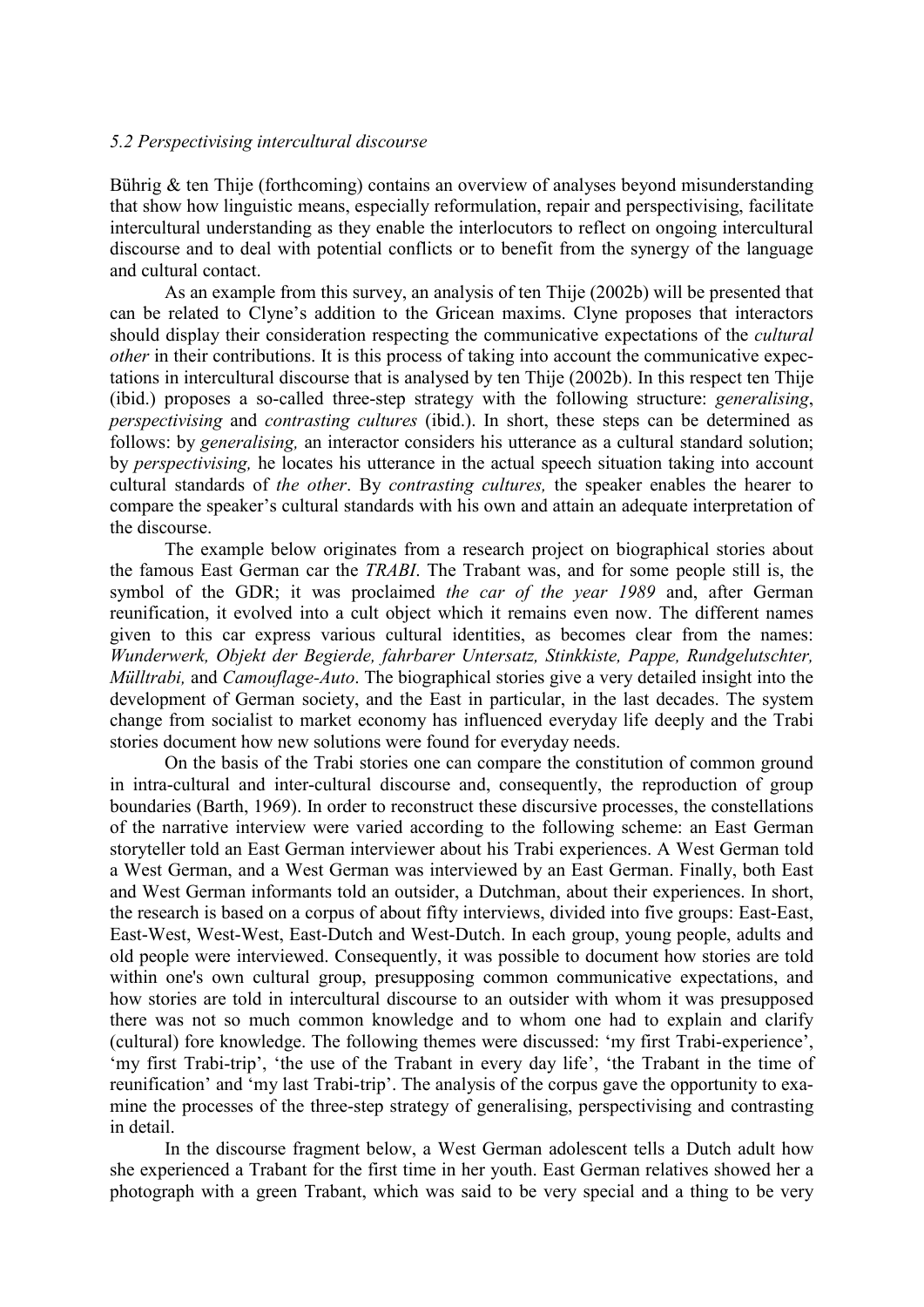*5.2 Perspectivising intercultural discourse*

Bührig & ten Thije (forthcoming) contains an overview of analyses beyond misunderstanding that show how linguistic means, especially reformulation, repair and perspectivising, facilitate intercultural understanding as they enable the interlocutors to reflect on ongoing intercultural discourse and to deal with potential conflicts or to benefit from the synergy of the language and cultural contact.

As an example from this survey, an analysis of ten Thije (2002b) will be presented that can be related to Clyne's addition to the Gricean maxims. Clyne proposes that interactors should display their consideration respecting the communicative expectations of the *cultural other* in their contributions. It is this process of taking into account the communicative expectations in intercultural discourse that is analysed by ten Thije (2002b). In this respect ten Thije (ibid.) proposes a so-called three-step strategy with the following structure: *generalising*, *perspectivising* and *contrasting cultures* (ibid.). In short, these steps can be determined as follows: by *generalising,* an interactor considers his utterance as a cultural standard solution; by *perspectivising,* he locates his utterance in the actual speech situation taking into account cultural standards of *the other*. By *contrasting cultures,* the speaker enables the hearer to compare the speaker's cultural standards with his own and attain an adequate interpretation of the discourse.

The example below originates from a research project on biographical stories about the famous East German car the *TRABI*. The Trabant was, and for some people still is, the symbol of the GDR; it was proclaimed *the car of the year 1989* and, after German reunification, it evolved into a cult object which it remains even now. The different names given to this car express various cultural identities, as becomes clear from the names: *Wunderwerk, Objekt der Begierde, fahrbarer Untersatz, Stinkkiste, Pappe, Rundgelutschter, Mülltrabi,* and *Camouflage-Auto*. The biographical stories give a very detailed insight into the development of German society, and the East in particular, in the last decades. The system change from socialist to market economy has influenced everyday life deeply and the Trabi stories document how new solutions were found for everyday needs.

On the basis of the Trabi stories one can compare the constitution of common ground in intra-cultural and inter-cultural discourse and, consequently, the reproduction of group boundaries (Barth, 1969). In order to reconstruct these discursive processes, the constellations of the narrative interview were varied according to the following scheme: an East German storyteller told an East German interviewer about his Trabi experiences. A West German told a West German, and a West German was interviewed by an East German. Finally, both East and West German informants told an outsider, a Dutchman, about their experiences. In short, the research is based on a corpus of about fifty interviews, divided into five groups: East-East, East-West, West-West, East-Dutch and West-Dutch. In each group, young people, adults and old people were interviewed. Consequently, it was possible to document how stories are told within one's own cultural group, presupposing common communicative expectations, and how stories are told in intercultural discourse to an outsider with whom it was presupposed there was not so much common knowledge and to whom one had to explain and clarify (cultural) fore knowledge. The following themes were discussed: 'my first Trabi-experience', 'my first Trabi-trip', 'the use of the Trabant in every day life', 'the Trabant in the time of reunification' and 'my last Trabi-trip'. The analysis of the corpus gave the opportunity to examine the processes of the three-step strategy of generalising, perspectivising and contrasting in detail.

In the discourse fragment below, a West German adolescent tells a Dutch adult how she experienced a Trabant for the first time in her youth. East German relatives showed her a photograph with a green Trabant, which was said to be very special and a thing to be very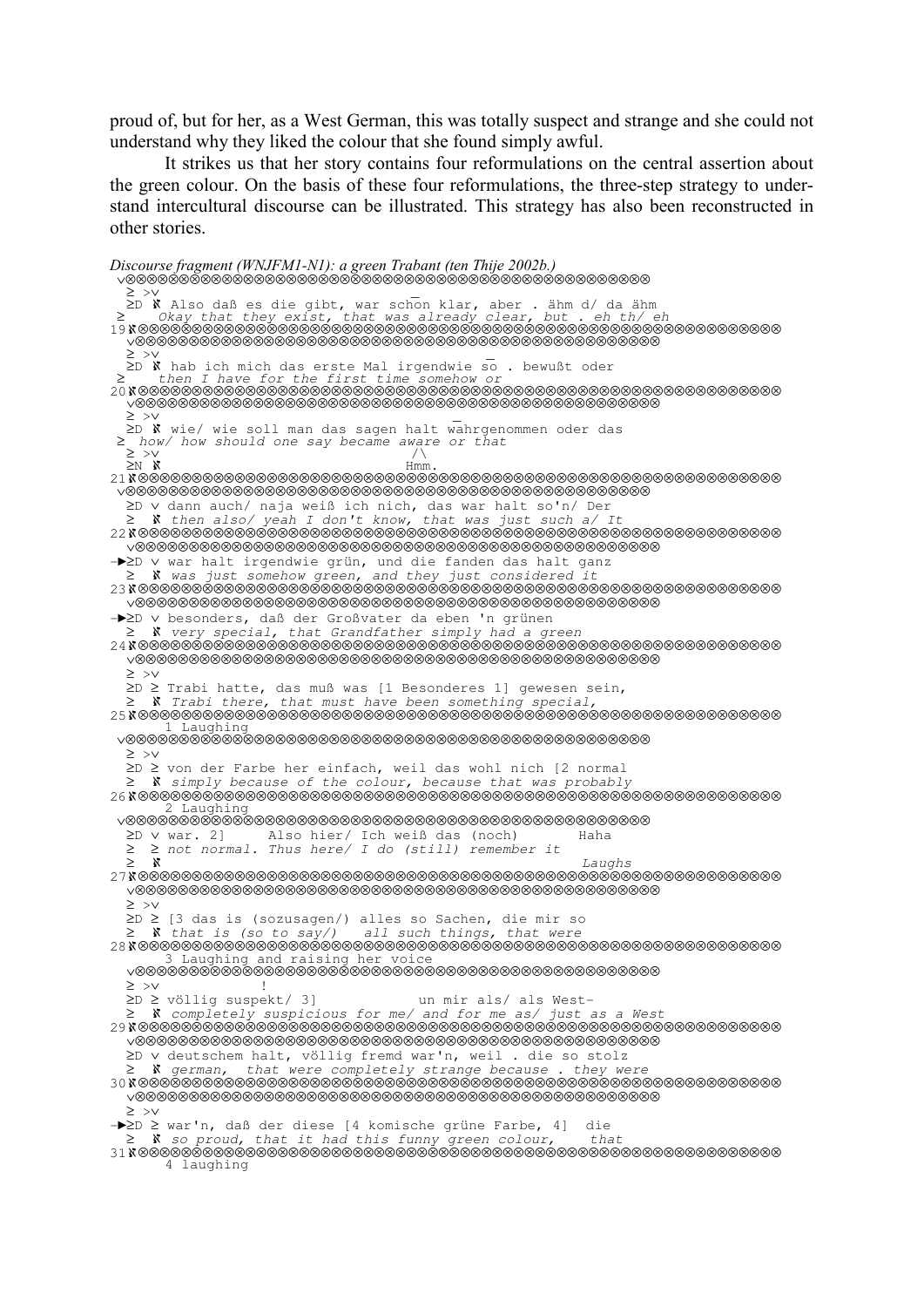proud of, but for her, as a West German, this was totally suspect and strange and she could not understand why they liked the colour that she found simply awful.

It strikes us that her story contains four reformulations on the central assertion about the green colour. On the basis of these four reformulations, the three-step strategy to understand intercultural discourse can be illustrated. This strategy has also been reconstructed in other stories.

*Discourse fragment (WNJFM1-N1): a green Trabant (ten Thije 2002b.)*

```
19
   D   Also daß es die gibt, war schon klar, aber . ähm d/ da ähm
       Okay that they exist, that was already clear, but . eh th/ eh

20
   D   hab ich mich das erste Mal irgendwie so . bewußt oder
       then I have for the first time somehow or

21
   D   wie/ wie soll man das sagen halt wahrgenommen oder das
       how/ how should one say became aware or that
   N                                    Hmm.

22
   D   dann auch/ naja weiß ich nich, das war halt so'n/ Der
       then also/ yeah I don't know, that was just such a/ It

23
-► D   war halt irgendwie grün, und die fanden das halt ganz
       was just somehow green, and they just considered it

24
-► D   besonders, daß der Großvater da eben 'n grünen
       very special, that Grandfather simply had a green

25
   D   Trabi hatte, das muß was [1 Besonderes 1] gewesen sein,
       Trabi there, that must have been something special,
       1 Laughing

26
   D   von der Farbe her einfach, weil das wohl nich [2 normal
       simply because of the colour, because that was probably
       2 Laughing

27
   D   war. 2]     Also hier/ Ich weiß das (noch)       Haha
       not normal. Thus here/ I do (still) remember it
                                                        Laughs

28
   D   [3 das is (sozusagen/) alles so Sachen, die mir so
       that is (so to say/)   all such things, that were
       3 Laughing and raising her voice

29
                !
   D   völlig suspekt/ 3]            un mir als/ als West-
       completely suspicious for me/ and for me as/ just as a West

30
   D   deutschem halt, völlig fremd war'n, weil . die so stolz
       german,  that were completely strange because . they were

31
-► D   war'n, daß der diese [4 komische grüne Farbe, 4]  die
       so proud, that it had this funny green colour,     that
       4 laughing
```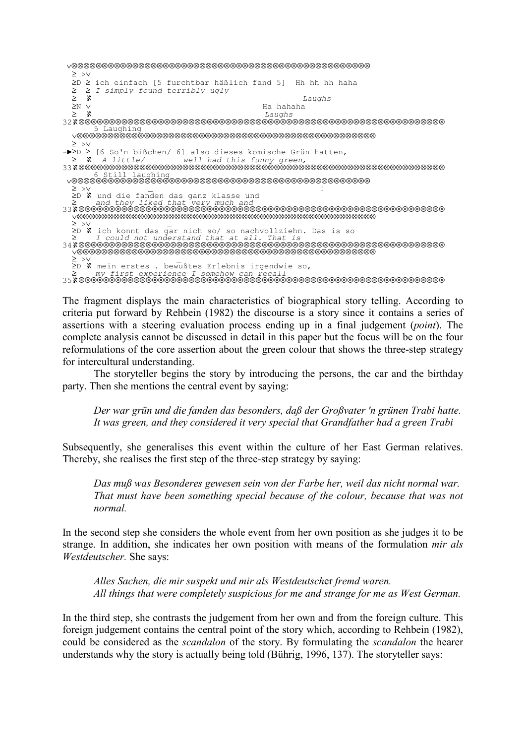```
 ∨⊗⊗⊗⊗⊗⊗⊗⊗⊗⊗⊗⊗⊗⊗⊗⊗⊗⊗⊗⊗⊗⊗⊗⊗⊗⊗⊗⊗⊗⊗⊗⊗⊗⊗⊗⊗⊗⊗⊗⊗⊗⊗⊗⊗⊗⊗⊗⊗
  ≥ >∨
  ≥D ≥ ich einfach [5 furchtbar häßlich fand 5]  Hh hh hh haha
  ≥  ≥ I simply found terribly ugly
  ≥  ℵ                                                  Laughs
  ≥N ∨                                        Ha hahaha
  ≥  ℵ                                        Laughs
32ℵ⊗⊗⊗⊗⊗⊗⊗⊗⊗⊗⊗⊗⊗⊗⊗⊗⊗⊗⊗⊗⊗⊗⊗⊗⊗⊗⊗⊗⊗⊗⊗⊗⊗⊗⊗⊗⊗⊗⊗⊗⊗⊗⊗⊗⊗⊗⊗⊗⊗⊗⊗⊗⊗⊗⊗⊗⊗⊗⊗⊗
      5 Laughing
  ∨⊗⊗⊗⊗⊗⊗⊗⊗⊗⊗⊗⊗⊗⊗⊗⊗⊗⊗⊗⊗⊗⊗⊗⊗⊗⊗⊗⊗⊗⊗⊗⊗⊗⊗⊗⊗⊗⊗⊗⊗⊗⊗⊗⊗⊗⊗⊗⊗⊗
  ≥ >∨
–►≥D ≥ [6 So'n bißchen/ 6] also dieses komische Grün hatten,
  ≥  ℵ  A little/        well had this funny green,
33ℵ⊗⊗⊗⊗⊗⊗⊗⊗⊗⊗⊗⊗⊗⊗⊗⊗⊗⊗⊗⊗⊗⊗⊗⊗⊗⊗⊗⊗⊗⊗⊗⊗⊗⊗⊗⊗⊗⊗⊗⊗⊗⊗⊗⊗⊗⊗⊗⊗⊗⊗⊗⊗⊗⊗⊗⊗⊗⊗⊗⊗
      6 Still laughing
 ∨⊗⊗⊗⊗⊗⊗⊗⊗⊗⊗⊗⊗⊗⊗⊗⊗⊗⊗⊗⊗⊗⊗⊗⊗⊗⊗⊗⊗⊗⊗⊗⊗⊗⊗⊗⊗⊗⊗⊗⊗⊗⊗⊗⊗⊗⊗⊗⊗
  ≥ >∨                                                !
  ≥D ℵ und die fanden das ganz klasse und
  ≥    and they liked that very much and
33ℵ⊗⊗⊗⊗⊗⊗⊗⊗⊗⊗⊗⊗⊗⊗⊗⊗⊗⊗⊗⊗⊗⊗⊗⊗⊗⊗⊗⊗⊗⊗⊗⊗⊗⊗⊗⊗⊗⊗⊗⊗⊗⊗⊗⊗⊗⊗⊗⊗⊗⊗⊗⊗⊗⊗⊗⊗⊗⊗⊗⊗
  ∨⊗⊗⊗⊗⊗⊗⊗⊗⊗⊗⊗⊗⊗⊗⊗⊗⊗⊗⊗⊗⊗⊗⊗⊗⊗⊗⊗⊗⊗⊗⊗⊗⊗⊗⊗⊗⊗⊗⊗⊗⊗⊗⊗⊗⊗⊗⊗⊗⊗
  ≥ >∨
  ≥D ℵ ich konnt das gar nich so/ so nachvollziehn. Das is so
  ≥    I could not understand that at all. That is
34ℵ⊗⊗⊗⊗⊗⊗⊗⊗⊗⊗⊗⊗⊗⊗⊗⊗⊗⊗⊗⊗⊗⊗⊗⊗⊗⊗⊗⊗⊗⊗⊗⊗⊗⊗⊗⊗⊗⊗⊗⊗⊗⊗⊗⊗⊗⊗⊗⊗⊗⊗⊗⊗⊗⊗⊗⊗⊗⊗⊗⊗
  ∨⊗⊗⊗⊗⊗⊗⊗⊗⊗⊗⊗⊗⊗⊗⊗⊗⊗⊗⊗⊗⊗⊗⊗⊗⊗⊗⊗⊗⊗⊗⊗⊗⊗⊗⊗⊗⊗⊗⊗⊗⊗⊗⊗⊗⊗⊗⊗⊗⊗
  ≥ >∨
  ≥D ℵ mein erstes . bewußtes Erlebnis irgendwie so,
  ≥    my first experience I somehow can recall
35ℵ⊗⊗⊗⊗⊗⊗⊗⊗⊗⊗⊗⊗⊗⊗⊗⊗⊗⊗⊗⊗⊗⊗⊗⊗⊗⊗⊗⊗⊗⊗⊗⊗⊗⊗⊗⊗⊗⊗⊗⊗⊗⊗⊗⊗⊗⊗⊗⊗⊗⊗⊗⊗⊗⊗⊗⊗⊗⊗⊗⊗
```

The fragment displays the main characteristics of biographical story telling. According to criteria put forward by Rehbein (1982) the discourse is a story since it contains a series of assertions with a steering evaluation process ending up in a final judgement (*point*). The complete analysis cannot be discussed in detail in this paper but the focus will be on the four reformulations of the core assertion about the green colour that shows the three-step strategy for intercultural understanding.

The storyteller begins the story by introducing the persons, the car and the birthday party. Then she mentions the central event by saying:

> *Der war grün und die fanden das besonders, daß der Großvater 'n grünen Trabi hatte.*
> *It was green, and they considered it very special that Grandfather had a green Trabi*

Subsequently, she generalises this event within the culture of her East German relatives. Thereby, she realises the first step of the three-step strategy by saying:

> *Das muß was Besonderes gewesen sein von der Farbe her, weil das nicht normal war.*
> *That must have been something special because of the colour, because that was not normal.*

In the second step she considers the whole event from her own position as she judges it to be strange. In addition, she indicates her own position with means of the formulation *mir als Westdeutscher.* She says:

> *Alles Sachen, die mir suspekt und mir als Westdeutsch*er *fremd waren.*
> *All things that were completely suspicious for me and strange for me as West German.*

In the third step, she contrasts the judgement from her own and from the foreign culture. This foreign judgement contains the central point of the story which, according to Rehbein (1982), could be considered as the *scandalon* of the story. By formulating the *scandalon* the hearer understands why the story is actually being told (Bührig, 1996, 137). The storyteller says: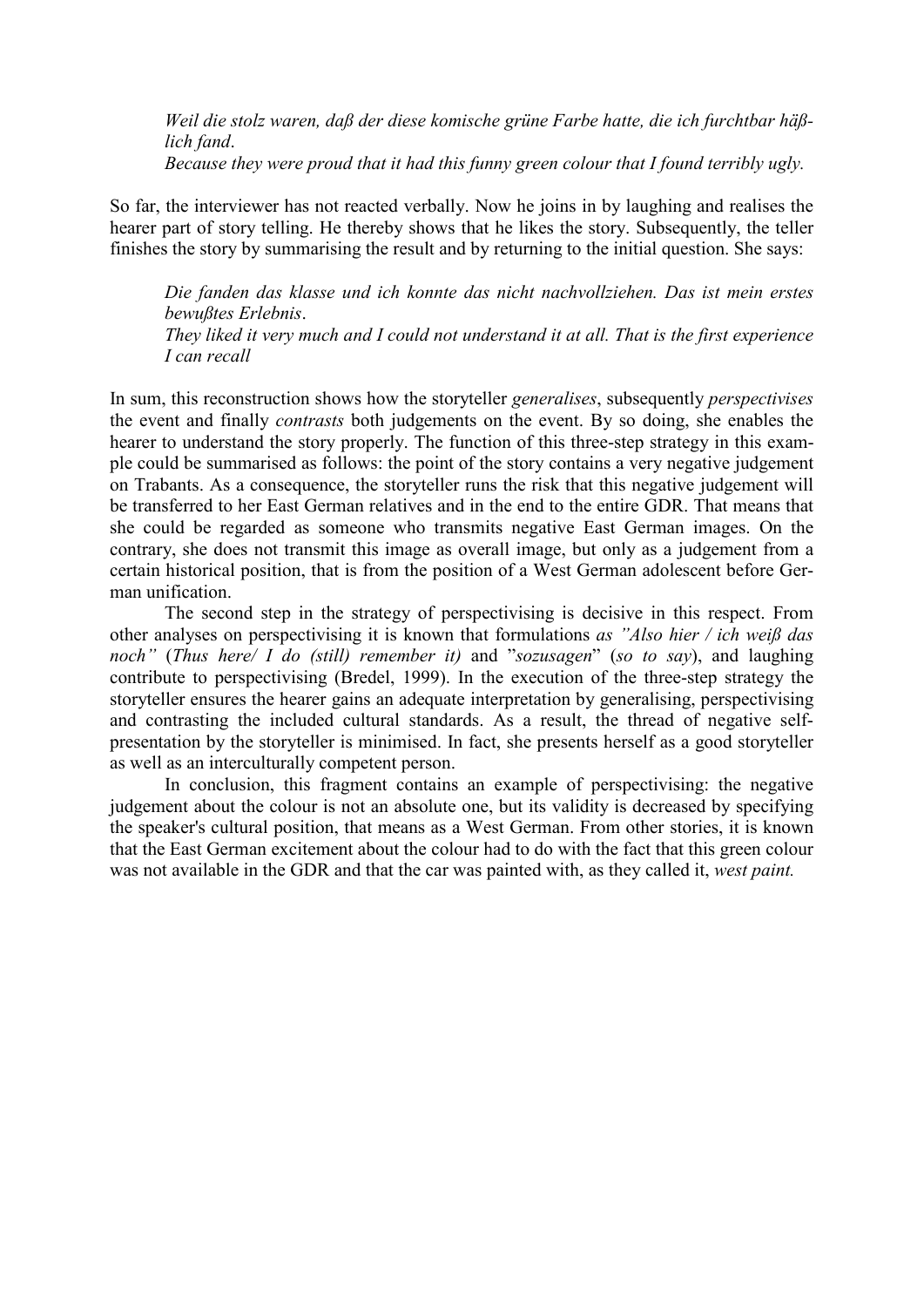> *Weil die stolz waren, daß der diese komische grüne Farbe hatte, die ich furchtbar häßlich fand.*
> *Because they were proud that it had this funny green colour that I found terribly ugly.*

So far, the interviewer has not reacted verbally. Now he joins in by laughing and realises the hearer part of story telling. He thereby shows that he likes the story. Subsequently, the teller finishes the story by summarising the result and by returning to the initial question. She says:

> *Die fanden das klasse und ich konnte das nicht nachvollziehen. Das ist mein erstes bewußtes Erlebnis.*
> *They liked it very much and I could not understand it at all. That is the first experience I can recall*

In sum, this reconstruction shows how the storyteller *generalises*, subsequently *perspectivises* the event and finally *contrasts* both judgements on the event. By so doing, she enables the hearer to understand the story properly. The function of this three-step strategy in this example could be summarised as follows: the point of the story contains a very negative judgement on Trabants. As a consequence, the storyteller runs the risk that this negative judgement will be transferred to her East German relatives and in the end to the entire GDR. That means that she could be regarded as someone who transmits negative East German images. On the contrary, she does not transmit this image as overall image, but only as a judgement from a certain historical position, that is from the position of a West German adolescent before German unification.

The second step in the strategy of perspectivising is decisive in this respect. From other analyses on perspectivising it is known that formulations *as "Also hier / ich weiß das noch"* (*Thus here/ I do (still) remember it)* and "*sozusagen*" (*so to say*), and laughing contribute to perspectivising (Bredel, 1999). In the execution of the three-step strategy the storyteller ensures the hearer gains an adequate interpretation by generalising, perspectivising and contrasting the included cultural standards. As a result, the thread of negative self-presentation by the storyteller is minimised. In fact, she presents herself as a good storyteller as well as an interculturally competent person.

In conclusion, this fragment contains an example of perspectivising: the negative judgement about the colour is not an absolute one, but its validity is decreased by specifying the speaker's cultural position, that means as a West German. From other stories, it is known that the East German excitement about the colour had to do with the fact that this green colour was not available in the GDR and that the car was painted with, as they called it, *west paint.*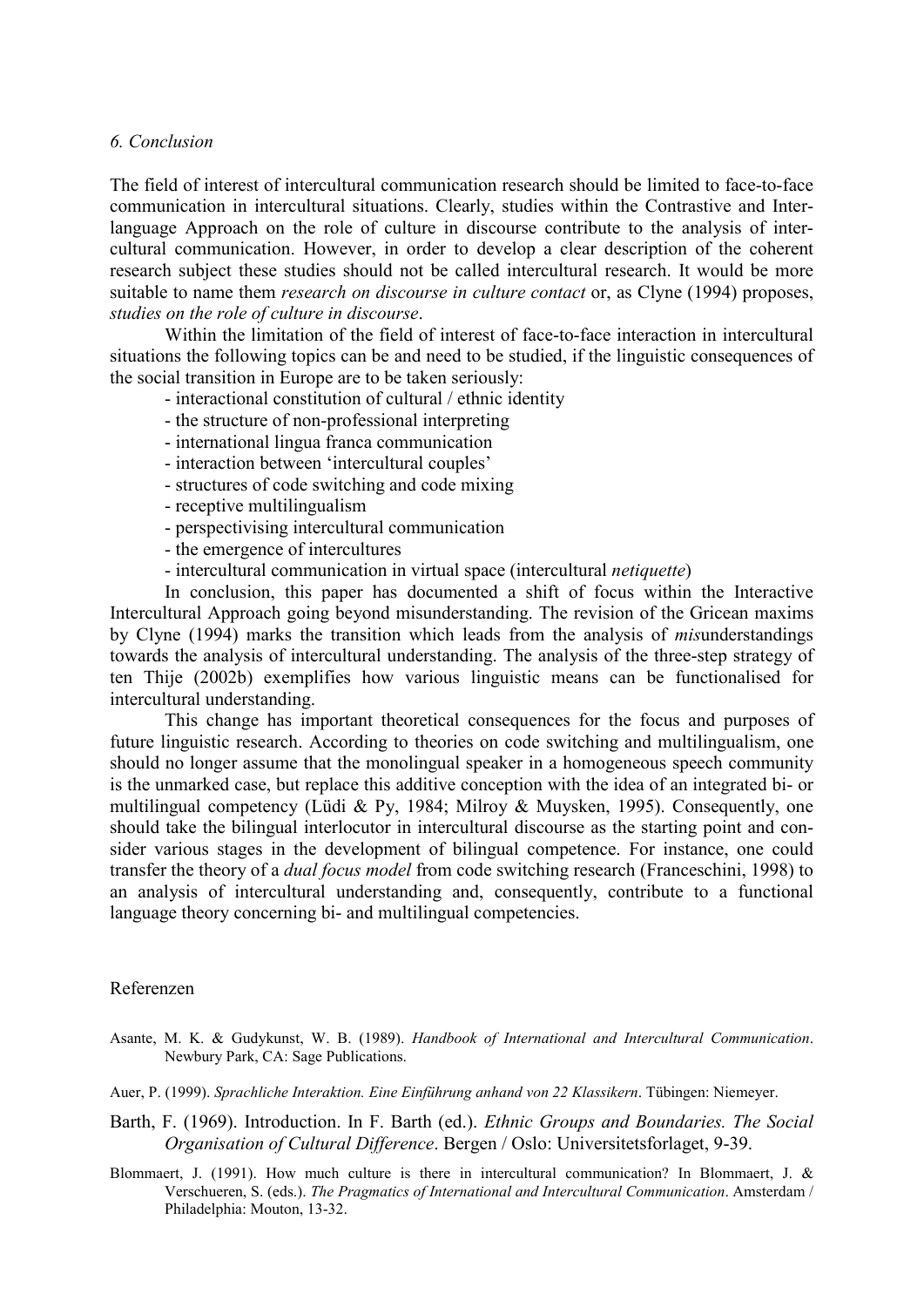## *6. Conclusion*

The field of interest of intercultural communication research should be limited to face-to-face communication in intercultural situations. Clearly, studies within the Contrastive and Interlanguage Approach on the role of culture in discourse contribute to the analysis of intercultural communication. However, in order to develop a clear description of the coherent research subject these studies should not be called intercultural research. It would be more suitable to name them *research on discourse in culture contact* or, as Clyne (1994) proposes, *studies on the role of culture in discourse*.

Within the limitation of the field of interest of face-to-face interaction in intercultural situations the following topics can be and need to be studied, if the linguistic consequences of the social transition in Europe are to be taken seriously:

- interactional constitution of cultural / ethnic identity
- the structure of non-professional interpreting
- international lingua franca communication
- interaction between 'intercultural couples'
- structures of code switching and code mixing
- receptive multilingualism
- perspectivising intercultural communication
- the emergence of intercultures
- intercultural communication in virtual space (intercultural *netiquette*)

In conclusion, this paper has documented a shift of focus within the Interactive Intercultural Approach going beyond misunderstanding. The revision of the Gricean maxims by Clyne (1994) marks the transition which leads from the analysis of *mis*understandings towards the analysis of intercultural understanding. The analysis of the three-step strategy of ten Thije (2002b) exemplifies how various linguistic means can be functionalised for intercultural understanding.

This change has important theoretical consequences for the focus and purposes of future linguistic research. According to theories on code switching and multilingualism, one should no longer assume that the monolingual speaker in a homogeneous speech community is the unmarked case, but replace this additive conception with the idea of an integrated bi- or multilingual competency (Lüdi & Py, 1984; Milroy & Muysken, 1995). Consequently, one should take the bilingual interlocutor in intercultural discourse as the starting point and consider various stages in the development of bilingual competence. For instance, one could transfer the theory of a *dual focus model* from code switching research (Franceschini, 1998) to an analysis of intercultural understanding and, consequently, contribute to a functional language theory concerning bi- and multilingual competencies.

## Referenzen

Asante, M. K. & Gudykunst, W. B. (1989). *Handbook of International and Intercultural Communication*. Newbury Park, CA: Sage Publications.

Auer, P. (1999). *Sprachliche Interaktion. Eine Einführung anhand von 22 Klassikern*. Tübingen: Niemeyer.

Barth, F. (1969). Introduction. In F. Barth (ed.). *Ethnic Groups and Boundaries. The Social Organisation of Cultural Difference*. Bergen / Oslo: Universitetsforlaget, 9-39.

Blommaert, J. (1991). How much culture is there in intercultural communication? In Blommaert, J. & Verschueren, S. (eds.). *The Pragmatics of International and Intercultural Communication*. Amsterdam / Philadelphia: Mouton, 13-32.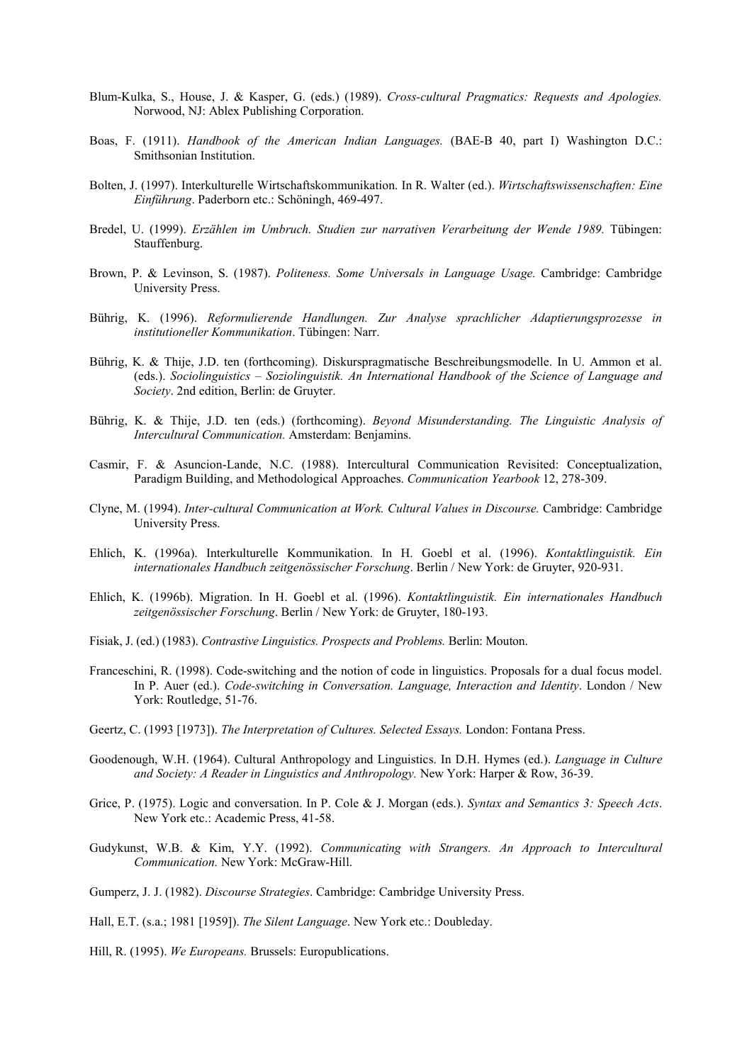Blum-Kulka, S., House, J. & Kasper, G. (eds.) (1989). *Cross-cultural Pragmatics: Requests and Apologies.* Norwood, NJ: Ablex Publishing Corporation.

Boas, F. (1911). *Handbook of the American Indian Languages.* (BAE-B 40, part I) Washington D.C.: Smithsonian Institution.

Bolten, J. (1997). Interkulturelle Wirtschaftskommunikation. In R. Walter (ed.). *Wirtschaftswissenschaften: Eine Einführung*. Paderborn etc.: Schöningh, 469-497.

Bredel, U. (1999). *Erzählen im Umbruch. Studien zur narrativen Verarbeitung der Wende 1989.* Tübingen: Stauffenburg.

Brown, P. & Levinson, S. (1987). *Politeness. Some Universals in Language Usage.* Cambridge: Cambridge University Press.

Bührig, K. (1996). *Reformulierende Handlungen. Zur Analyse sprachlicher Adaptierungsprozesse in institutioneller Kommunikation*. Tübingen: Narr.

Bührig, K. & Thije, J.D. ten (forthcoming). Diskurspragmatische Beschreibungsmodelle. In U. Ammon et al. (eds.). *Sociolinguistics – Soziolinguistik. An International Handbook of the Science of Language and Society*. 2nd edition, Berlin: de Gruyter.

Bührig, K. & Thije, J.D. ten (eds.) (forthcoming). *Beyond Misunderstanding. The Linguistic Analysis of Intercultural Communication.* Amsterdam: Benjamins.

Casmir, F. & Asuncion-Lande, N.C. (1988). Intercultural Communication Revisited: Conceptualization, Paradigm Building, and Methodological Approaches. *Communication Yearbook* 12, 278-309.

Clyne, M. (1994). *Inter-cultural Communication at Work. Cultural Values in Discourse.* Cambridge: Cambridge University Press.

Ehlich, K. (1996a). Interkulturelle Kommunikation. In H. Goebl et al. (1996). *Kontaktlinguistik. Ein internationales Handbuch zeitgenössischer Forschung*. Berlin / New York: de Gruyter, 920-931.

Ehlich, K. (1996b). Migration. In H. Goebl et al. (1996). *Kontaktlinguistik. Ein internationales Handbuch zeitgenössischer Forschung*. Berlin / New York: de Gruyter, 180-193.

Fisiak, J. (ed.) (1983). *Contrastive Linguistics. Prospects and Problems.* Berlin: Mouton.

Franceschini, R. (1998). Code-switching and the notion of code in linguistics. Proposals for a dual focus model. In P. Auer (ed.). *Code-switching in Conversation. Language, Interaction and Identity*. London / New York: Routledge, 51-76.

Geertz, C. (1993 [1973]). *The Interpretation of Cultures. Selected Essays.* London: Fontana Press.

Goodenough, W.H. (1964). Cultural Anthropology and Linguistics. In D.H. Hymes (ed.). *Language in Culture and Society: A Reader in Linguistics and Anthropology.* New York: Harper & Row, 36-39.

Grice, P. (1975). Logic and conversation. In P. Cole & J. Morgan (eds.). *Syntax and Semantics 3: Speech Acts*. New York etc.: Academic Press, 41-58.

Gudykunst, W.B. & Kim, Y.Y. (1992). *Communicating with Strangers. An Approach to Intercultural Communication.* New York: McGraw-Hill.

Gumperz, J. J. (1982). *Discourse Strategies*. Cambridge: Cambridge University Press.

Hall, E.T. (s.a.; 1981 [1959]). *The Silent Language*. New York etc.: Doubleday.

Hill, R. (1995). *We Europeans.* Brussels: Europublications.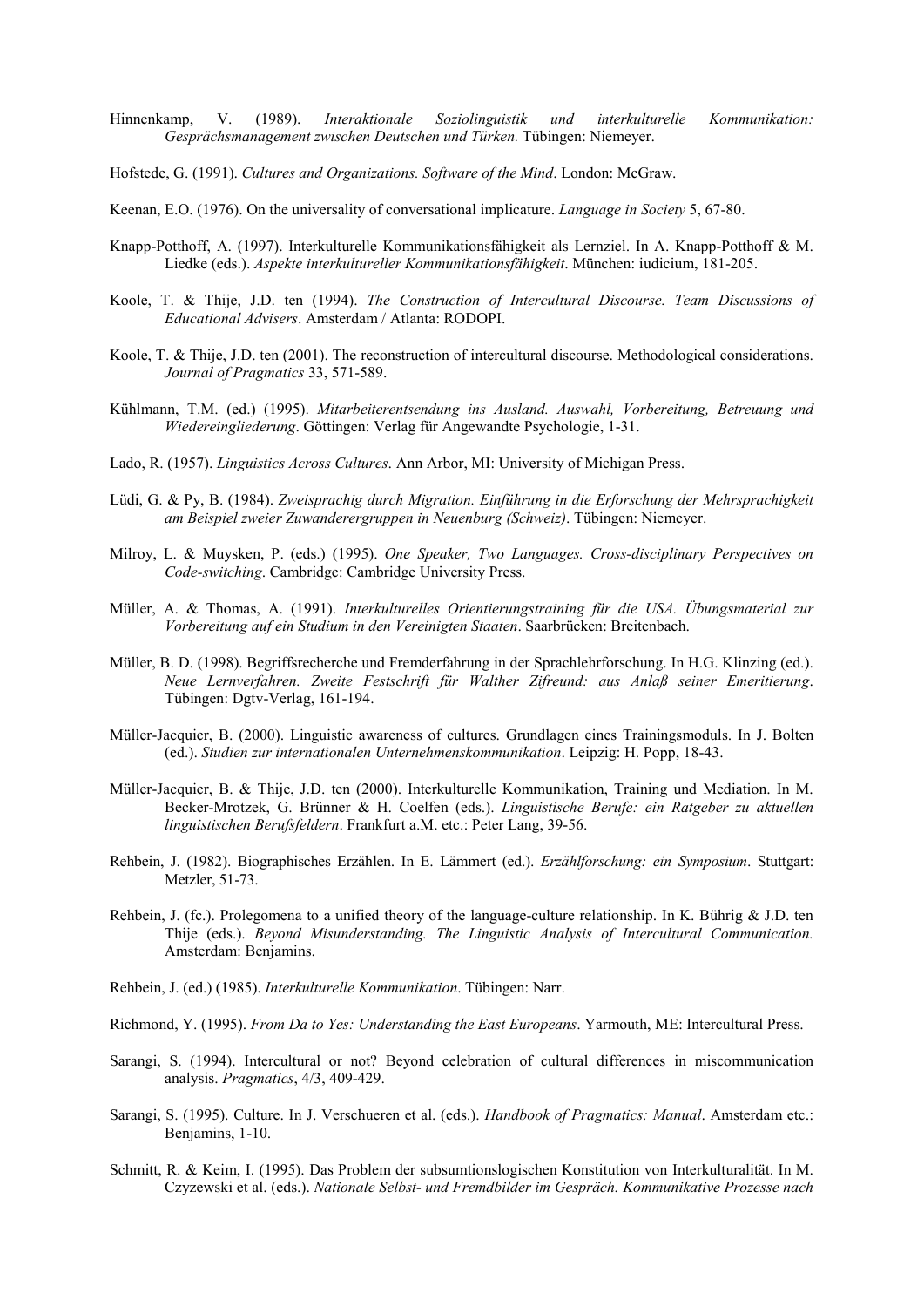Hinnenkamp, V. (1989). *Interaktionale Soziolinguistik und interkulturelle Kommunikation: Gesprächsmanagement zwischen Deutschen und Türken.* Tübingen: Niemeyer.

Hofstede, G. (1991). *Cultures and Organizations. Software of the Mind*. London: McGraw.

Keenan, E.O. (1976). On the universality of conversational implicature. *Language in Society* 5, 67-80.

Knapp-Potthoff, A. (1997). Interkulturelle Kommunikationsfähigkeit als Lernziel. In A. Knapp-Potthoff & M. Liedke (eds.). *Aspekte interkultureller Kommunikationsfähigkeit*. München: iudicium, 181-205.

Koole, T. & Thije, J.D. ten (1994). *The Construction of Intercultural Discourse. Team Discussions of Educational Advisers*. Amsterdam / Atlanta: RODOPI.

Koole, T. & Thije, J.D. ten (2001). The reconstruction of intercultural discourse. Methodological considerations. *Journal of Pragmatics* 33, 571-589.

Kühlmann, T.M. (ed.) (1995). *Mitarbeiterentsendung ins Ausland. Auswahl, Vorbereitung, Betreuung und Wiedereingliederung*. Göttingen: Verlag für Angewandte Psychologie, 1-31.

Lado, R. (1957). *Linguistics Across Cultures*. Ann Arbor, MI: University of Michigan Press.

Lüdi, G. & Py, B. (1984). *Zweisprachig durch Migration. Einführung in die Erforschung der Mehrsprachigkeit am Beispiel zweier Zuwanderergruppen in Neuenburg (Schweiz)*. Tübingen: Niemeyer.

Milroy, L. & Muysken, P. (eds.) (1995). *One Speaker, Two Languages. Cross-disciplinary Perspectives on Code-switching*. Cambridge: Cambridge University Press.

Müller, A. & Thomas, A. (1991). *Interkulturelles Orientierungstraining für die USA. Übungsmaterial zur Vorbereitung auf ein Studium in den Vereinigten Staaten*. Saarbrücken: Breitenbach.

Müller, B. D. (1998). Begriffsrecherche und Fremderfahrung in der Sprachlehrforschung. In H.G. Klinzing (ed.). *Neue Lernverfahren. Zweite Festschrift für Walther Zifreund: aus Anlaß seiner Emeritierung*. Tübingen: Dgtv-Verlag, 161-194.

Müller-Jacquier, B. (2000). Linguistic awareness of cultures. Grundlagen eines Trainingsmoduls. In J. Bolten (ed.). *Studien zur internationalen Unternehmenskommunikation*. Leipzig: H. Popp, 18-43.

Müller-Jacquier, B. & Thije, J.D. ten (2000). Interkulturelle Kommunikation, Training und Mediation. In M. Becker-Mrotzek, G. Brünner & H. Coelfen (eds.). *Linguistische Berufe: ein Ratgeber zu aktuellen linguistischen Berufsfeldern*. Frankfurt a.M. etc.: Peter Lang, 39-56.

Rehbein, J. (1982). Biographisches Erzählen. In E. Lämmert (ed.). *Erzählforschung: ein Symposium*. Stuttgart: Metzler, 51-73.

Rehbein, J. (fc.). Prolegomena to a unified theory of the language-culture relationship. In K. Bührig & J.D. ten Thije (eds.). *Beyond Misunderstanding. The Linguistic Analysis of Intercultural Communication.* Amsterdam: Benjamins.

Rehbein, J. (ed.) (1985). *Interkulturelle Kommunikation*. Tübingen: Narr.

Richmond, Y. (1995). *From Da to Yes: Understanding the East Europeans*. Yarmouth, ME: Intercultural Press.

Sarangi, S. (1994). Intercultural or not? Beyond celebration of cultural differences in miscommunication analysis. *Pragmatics*, 4/3, 409-429.

Sarangi, S. (1995). Culture. In J. Verschueren et al. (eds.). *Handbook of Pragmatics: Manual*. Amsterdam etc.: Benjamins, 1-10.

Schmitt, R. & Keim, I. (1995). Das Problem der subsumtionslogischen Konstitution von Interkulturalität. In M. Czyzewski et al. (eds.). *Nationale Selbst- und Fremdbilder im Gespräch. Kommunikative Prozesse nach*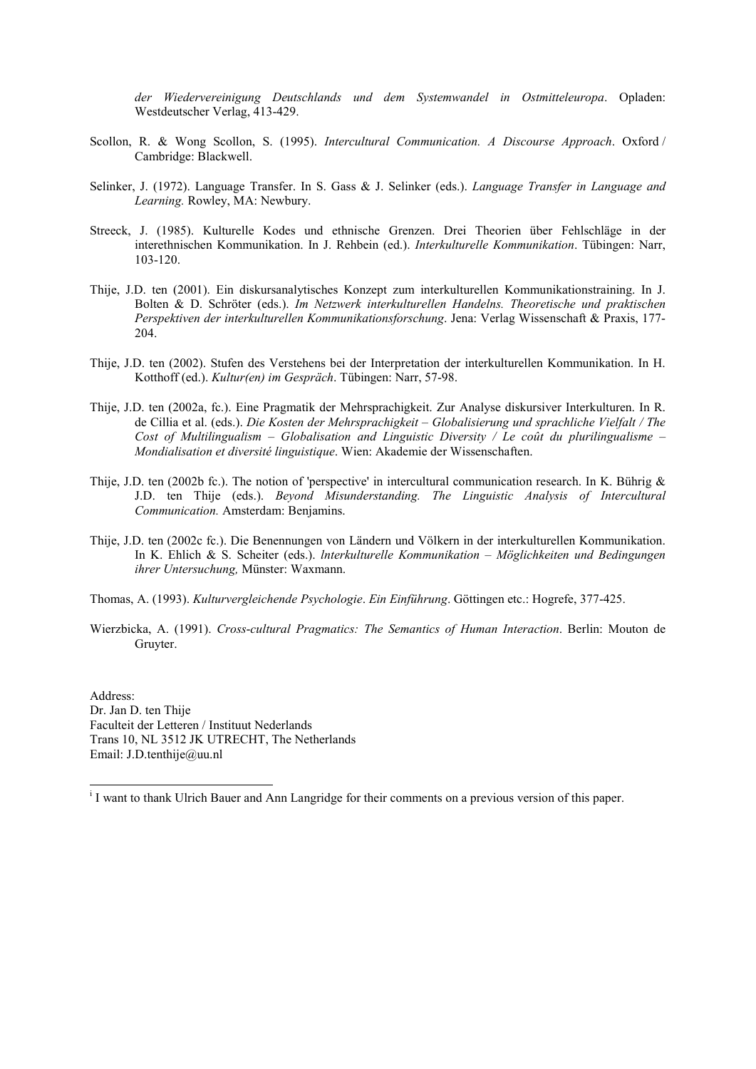*der Wiedervereinigung Deutschlands und dem Systemwandel in Ostmitteleuropa*. Opladen: Westdeutscher Verlag, 413-429.

Scollon, R. & Wong Scollon, S. (1995). *Intercultural Communication. A Discourse Approach*. Oxford / Cambridge: Blackwell.

Selinker, J. (1972). Language Transfer. In S. Gass & J. Selinker (eds.). *Language Transfer in Language and Learning.* Rowley, MA: Newbury.

Streeck, J. (1985). Kulturelle Kodes und ethnische Grenzen. Drei Theorien über Fehlschläge in der interethnischen Kommunikation. In J. Rehbein (ed.). *Interkulturelle Kommunikation*. Tübingen: Narr, 103-120.

Thije, J.D. ten (2001). Ein diskursanalytisches Konzept zum interkulturellen Kommunikationstraining. In J. Bolten & D. Schröter (eds.). *Im Netzwerk interkulturellen Handelns. Theoretische und praktischen Perspektiven der interkulturellen Kommunikationsforschung*. Jena: Verlag Wissenschaft & Praxis, 177-204.

Thije, J.D. ten (2002). Stufen des Verstehens bei der Interpretation der interkulturellen Kommunikation. In H. Kotthoff (ed.). *Kultur(en) im Gespräch*. Tübingen: Narr, 57-98.

Thije, J.D. ten (2002a, fc.). Eine Pragmatik der Mehrsprachigkeit. Zur Analyse diskursiver Interkulturen. In R. de Cillia et al. (eds.). *Die Kosten der Mehrsprachigkeit – Globalisierung und sprachliche Vielfalt / The Cost of Multilingualism – Globalisation and Linguistic Diversity / Le coût du plurilingualisme – Mondialisation et diversité linguistique*. Wien: Akademie der Wissenschaften.

Thije, J.D. ten (2002b fc.). The notion of 'perspective' in intercultural communication research. In K. Bührig & J.D. ten Thije (eds.). *Beyond Misunderstanding. The Linguistic Analysis of Intercultural Communication.* Amsterdam: Benjamins.

Thije, J.D. ten (2002c fc.). Die Benennungen von Ländern und Völkern in der interkulturellen Kommunikation. In K. Ehlich & S. Scheiter (eds.). *lnterkulturelle Kommunikation – Möglichkeiten und Bedingungen ihrer Untersuchung,* Münster: Waxmann.

Thomas, A. (1993). *Kulturvergleichende Psychologie*. *Ein Einführung*. Göttingen etc.: Hogrefe, 377-425.

Wierzbicka, A. (1991). *Cross-cultural Pragmatics: The Semantics of Human Interaction*. Berlin: Mouton de Gruyter.

Address:
Dr. Jan D. ten Thije
Faculteit der Letteren / Instituut Nederlands
Trans 10, NL 3512 JK UTRECHT, The Netherlands
Email: J.D.tenthije@uu.nl

---

[i] I want to thank Ulrich Bauer and Ann Langridge for their comments on a previous version of this paper.